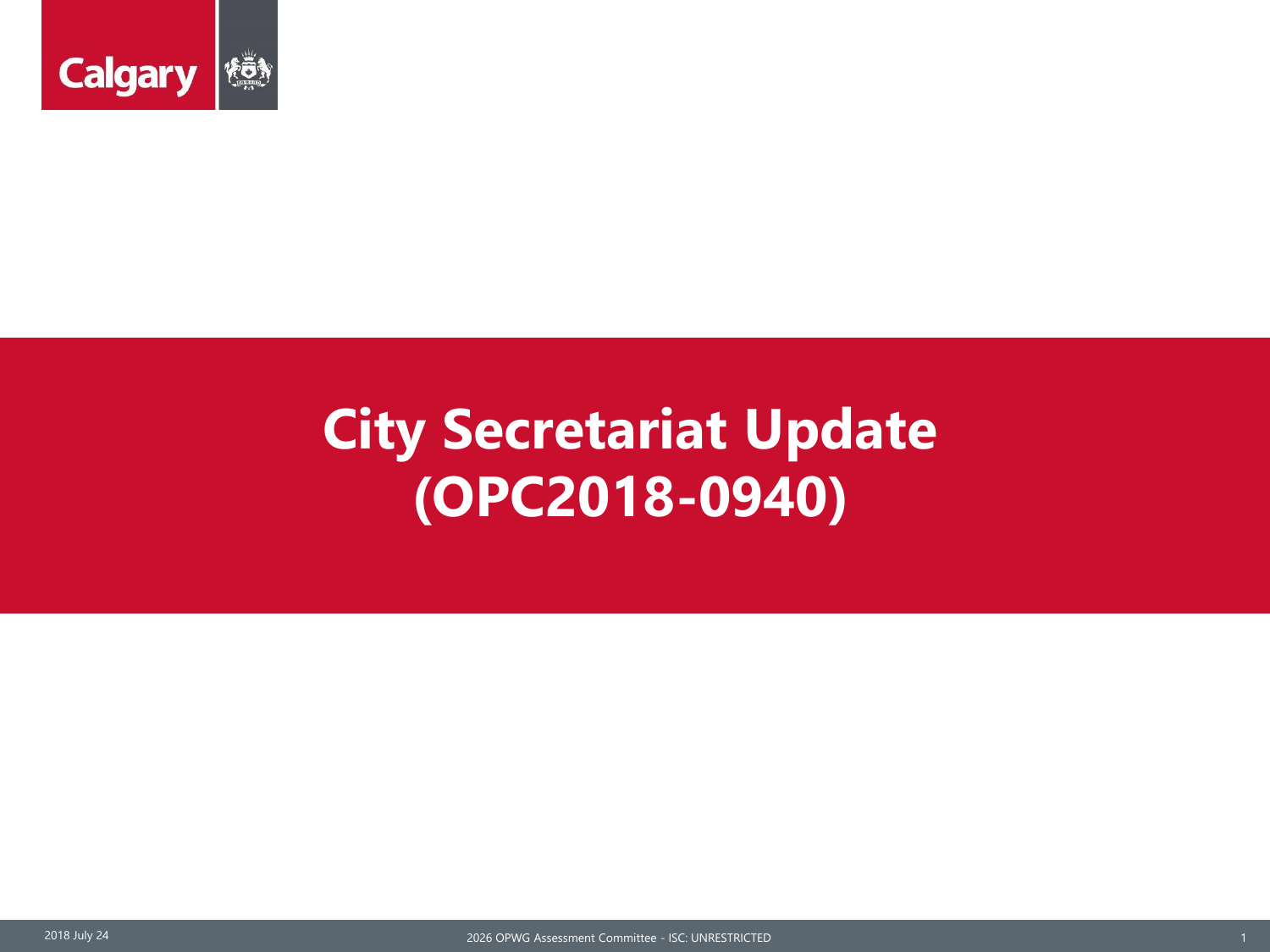# City Secretariat Update (OPC2018-0940)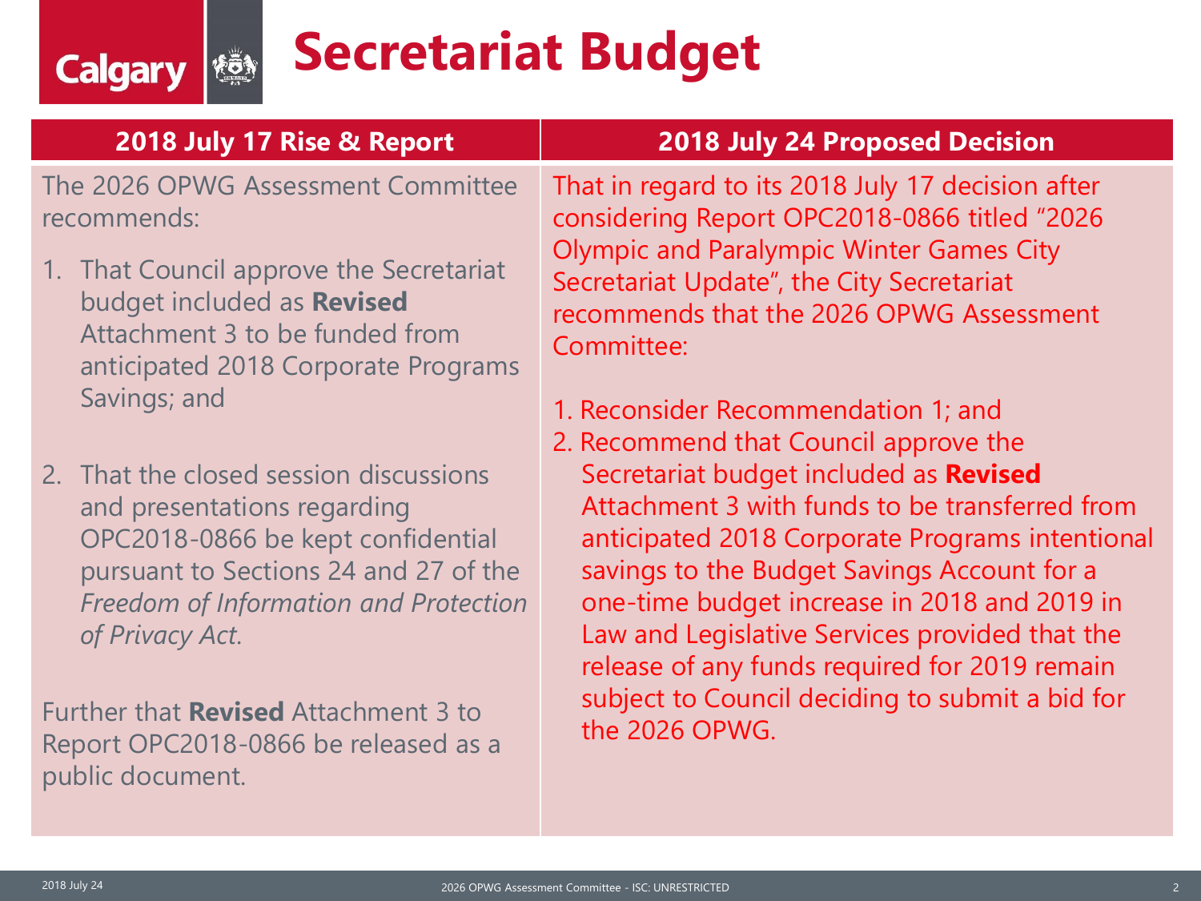# Secretariat Budget

| 2018 July 17 Rise & Report | 2018 July 24 Proposed Decision |
| --- | --- |
| The 2026 OPWG Assessment Committee recommends:<br><br>1. That Council approve the Secretariat budget included as **Revised** Attachment 3 to be funded from anticipated 2018 Corporate Programs Savings; and<br><br>2. That the closed session discussions and presentations regarding OPC2018-0866 be kept confidential pursuant to Sections 24 and 27 of the *Freedom of Information and Protection of Privacy Act*.<br><br>Further that **Revised** Attachment 3 to Report OPC2018-0866 be released as a public document. | That in regard to its 2018 July 17 decision after considering Report OPC2018-0866 titled "2026 Olympic and Paralympic Winter Games City Secretariat Update", the City Secretariat recommends that the 2026 OPWG Assessment Committee:<br><br>1. Reconsider Recommendation 1; and<br>2. Recommend that Council approve the Secretariat budget included as **Revised** Attachment 3 with funds to be transferred from anticipated 2018 Corporate Programs intentional savings to the Budget Savings Account for a one-time budget increase in 2018 and 2019 in Law and Legislative Services provided that the release of any funds required for 2019 remain subject to Council deciding to submit a bid for the 2026 OPWG. |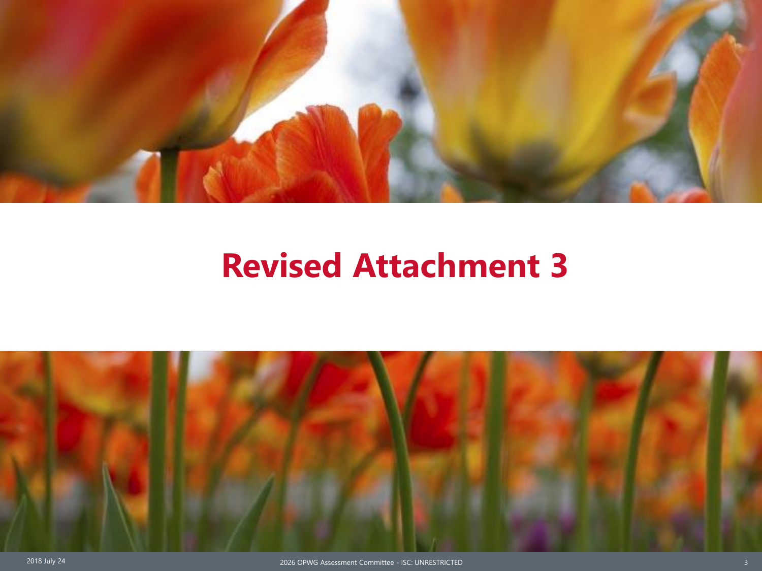# Revised Attachment 3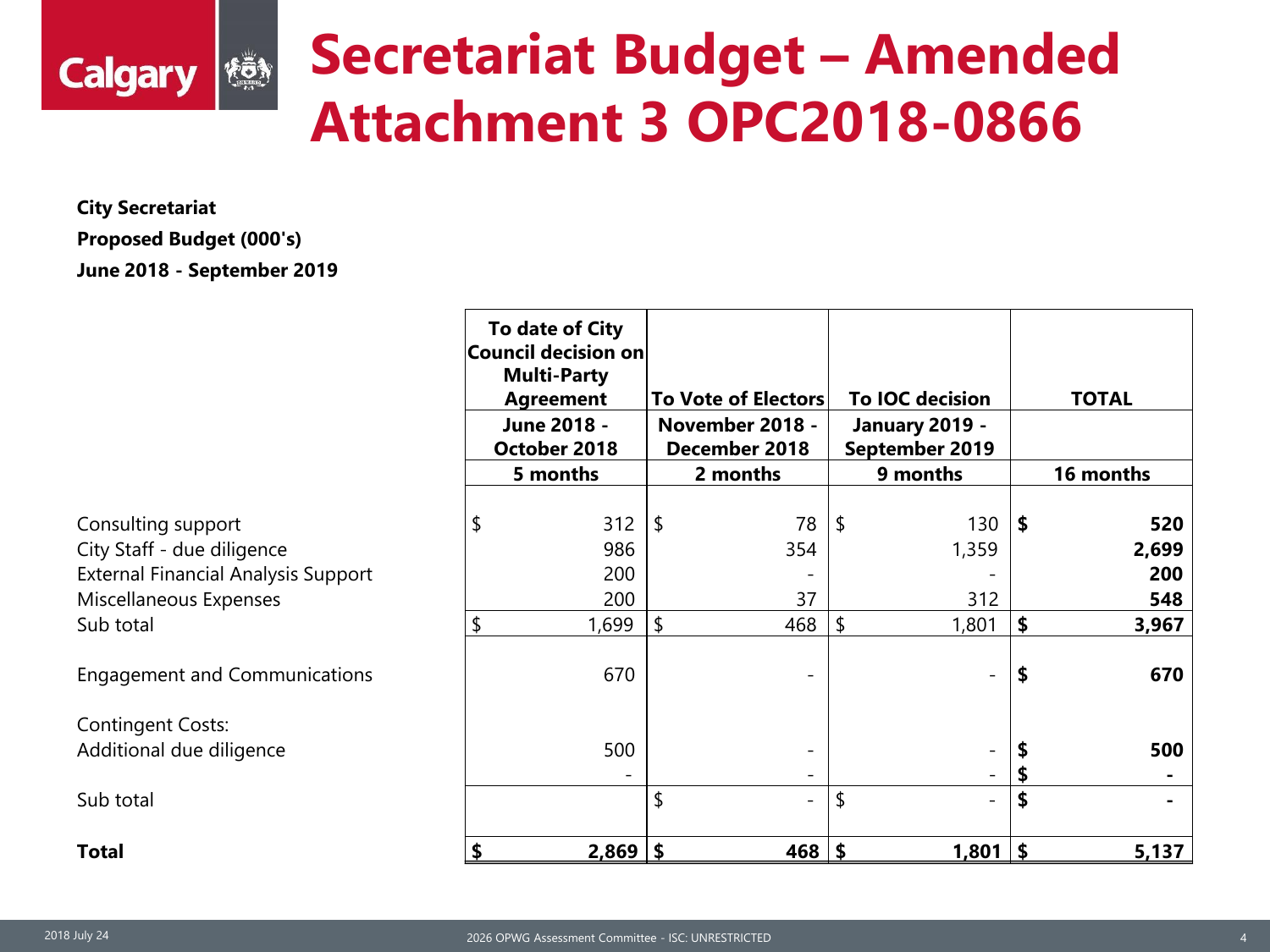# Secretariat Budget – Amended Attachment 3 OPC2018-0866

**City Secretariat**

**Proposed Budget (000's)**

**June 2018 - September 2019**

| | To date of City Council decision on Multi-Party Agreement | To Vote of Electors | To IOC decision | TOTAL |
|---|---|---|---|---|
| | June 2018 - October 2018 | November 2018 - December 2018 | January 2019 - September 2019 | |
| | 5 months | 2 months | 9 months | 16 months |
| Consulting support | $ 312 | $ 78 | $ 130 | **$ 520** |
| City Staff - due diligence | 986 | 354 | 1,359 | **2,699** |
| External Financial Analysis Support | 200 | - | - | **200** |
| Miscellaneous Expenses | 200 | 37 | 312 | **548** |
| Sub total | $ 1,699 | $ 468 | $ 1,801 | **$ 3,967** |
| Engagement and Communications | 670 | - | - | **$ 670** |
| Contingent Costs: | | | | |
| Additional due diligence | 500 | - | - | **$ 500** |
| | - | - | - | **$ -** |
| Sub total | | $ - | $ - | **$ -** |
| **Total** | **$ 2,869** | **$ 468** | **$ 1,801** | **$ 5,137** |